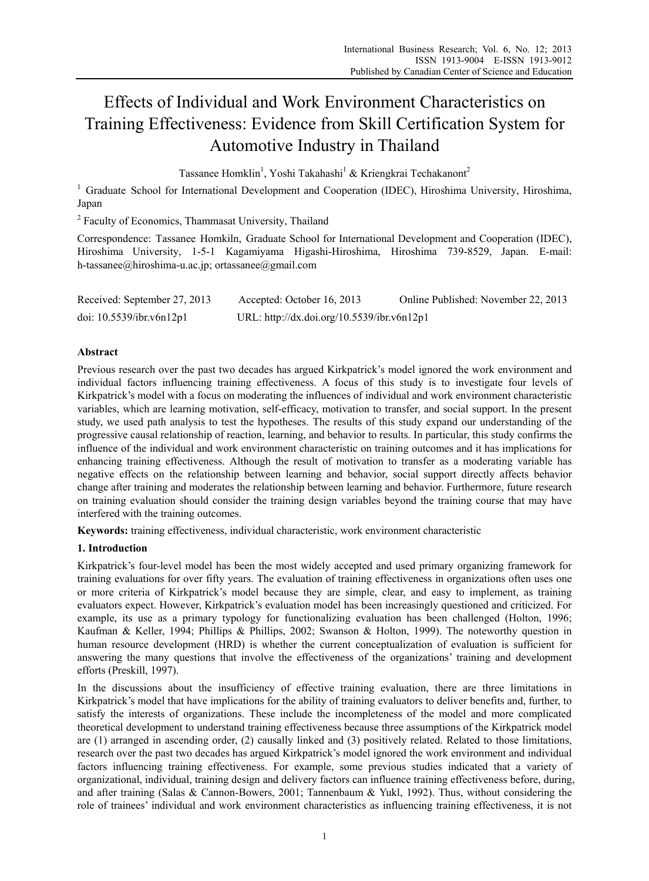# Effects of Individual and Work Environment Characteristics on Training Effectiveness: Evidence from Skill Certification System for Automotive Industry in Thailand

Tassanee Homklin[1], Yoshi Takahashi[1] & Kriengkrai Techakanont[2]

[1] Graduate School for International Development and Cooperation (IDEC), Hiroshima University, Hiroshima, Japan

[2] Faculty of Economics, Thammasat University, Thailand

Correspondence: Tassanee Homkiln, Graduate School for International Development and Cooperation (IDEC), Hiroshima University, 1-5-1 Kagamiyama Higashi-Hiroshima, Hiroshima 739-8529, Japan. E-mail: h-tassanee@hiroshima-u.ac.jp; ortassanee@gmail.com

Received: September 27, 2013 Accepted: October 16, 2013 Online Published: November 22, 2013

doi: 10.5539/ibr.v6n12p1 URL: http://dx.doi.org/10.5539/ibr.v6n12p1

## Abstract

Previous research over the past two decades has argued Kirkpatrick's model ignored the work environment and individual factors influencing training effectiveness. A focus of this study is to investigate four levels of Kirkpatrick's model with a focus on moderating the influences of individual and work environment characteristic variables, which are learning motivation, self-efficacy, motivation to transfer, and social support. In the present study, we used path analysis to test the hypotheses. The results of this study expand our understanding of the progressive causal relationship of reaction, learning, and behavior to results. In particular, this study confirms the influence of the individual and work environment characteristic on training outcomes and it has implications for enhancing training effectiveness. Although the result of motivation to transfer as a moderating variable has negative effects on the relationship between learning and behavior, social support directly affects behavior change after training and moderates the relationship between learning and behavior. Furthermore, future research on training evaluation should consider the training design variables beyond the training course that may have interfered with the training outcomes.

**Keywords:** training effectiveness, individual characteristic, work environment characteristic

## 1. Introduction

Kirkpatrick's four-level model has been the most widely accepted and used primary organizing framework for training evaluations for over fifty years. The evaluation of training effectiveness in organizations often uses one or more criteria of Kirkpatrick's model because they are simple, clear, and easy to implement, as training evaluators expect. However, Kirkpatrick's evaluation model has been increasingly questioned and criticized. For example, its use as a primary typology for functionalizing evaluation has been challenged (Holton, 1996; Kaufman & Keller, 1994; Phillips & Phillips, 2002; Swanson & Holton, 1999). The noteworthy question in human resource development (HRD) is whether the current conceptualization of evaluation is sufficient for answering the many questions that involve the effectiveness of the organizations' training and development efforts (Preskill, 1997).

In the discussions about the insufficiency of effective training evaluation, there are three limitations in Kirkpatrick's model that have implications for the ability of training evaluators to deliver benefits and, further, to satisfy the interests of organizations. These include the incompleteness of the model and more complicated theoretical development to understand training effectiveness because three assumptions of the Kirkpatrick model are (1) arranged in ascending order, (2) causally linked and (3) positively related. Related to those limitations, research over the past two decades has argued Kirkpatrick's model ignored the work environment and individual factors influencing training effectiveness. For example, some previous studies indicated that a variety of organizational, individual, training design and delivery factors can influence training effectiveness before, during, and after training (Salas & Cannon-Bowers, 2001; Tannenbaum & Yukl, 1992). Thus, without considering the role of trainees' individual and work environment characteristics as influencing training effectiveness, it is not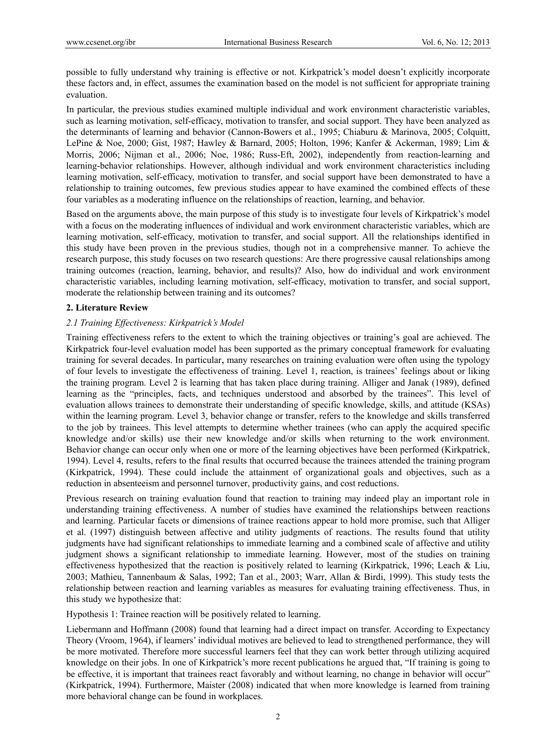possible to fully understand why training is effective or not. Kirkpatrick's model doesn't explicitly incorporate these factors and, in effect, assumes the examination based on the model is not sufficient for appropriate training evaluation.

In particular, the previous studies examined multiple individual and work environment characteristic variables, such as learning motivation, self-efficacy, motivation to transfer, and social support. They have been analyzed as the determinants of learning and behavior (Cannon-Bowers et al., 1995; Chiaburu & Marinova, 2005; Colquitt, LePine & Noe, 2000; Gist, 1987; Hawley & Barnard, 2005; Holton, 1996; Kanfer & Ackerman, 1989; Lim & Morris, 2006; Nijman et al., 2006; Noe, 1986; Russ-Eft, 2002), independently from reaction-learning and learning-behavior relationships. However, although individual and work environment characteristics including learning motivation, self-efficacy, motivation to transfer, and social support have been demonstrated to have a relationship to training outcomes, few previous studies appear to have examined the combined effects of these four variables as a moderating influence on the relationships of reaction, learning, and behavior.

Based on the arguments above, the main purpose of this study is to investigate four levels of Kirkpatrick's model with a focus on the moderating influences of individual and work environment characteristic variables, which are learning motivation, self-efficacy, motivation to transfer, and social support. All the relationships identified in this study have been proven in the previous studies, though not in a comprehensive manner. To achieve the research purpose, this study focuses on two research questions: Are there progressive causal relationships among training outcomes (reaction, learning, behavior, and results)? Also, how do individual and work environment characteristic variables, including learning motivation, self-efficacy, motivation to transfer, and social support, moderate the relationship between training and its outcomes?

## 2. Literature Review

### *2.1 Training Effectiveness: Kirkpatrick's Model*

Training effectiveness refers to the extent to which the training objectives or training's goal are achieved. The Kirkpatrick four-level evaluation model has been supported as the primary conceptual framework for evaluating training for several decades. In particular, many researches on training evaluation were often using the typology of four levels to investigate the effectiveness of training. Level 1, reaction, is trainees' feelings about or liking the training program. Level 2 is learning that has taken place during training. Alliger and Janak (1989), defined learning as the "principles, facts, and techniques understood and absorbed by the trainees". This level of evaluation allows trainees to demonstrate their understanding of specific knowledge, skills, and attitude (KSAs) within the learning program. Level 3, behavior change or transfer, refers to the knowledge and skills transferred to the job by trainees. This level attempts to determine whether trainees (who can apply the acquired specific knowledge and/or skills) use their new knowledge and/or skills when returning to the work environment. Behavior change can occur only when one or more of the learning objectives have been performed (Kirkpatrick, 1994). Level 4, results, refers to the final results that occurred because the trainees attended the training program (Kirkpatrick, 1994). These could include the attainment of organizational goals and objectives, such as a reduction in absenteeism and personnel turnover, productivity gains, and cost reductions.

Previous research on training evaluation found that reaction to training may indeed play an important role in understanding training effectiveness. A number of studies have examined the relationships between reactions and learning. Particular facets or dimensions of trainee reactions appear to hold more promise, such that Alliger et al. (1997) distinguish between affective and utility judgments of reactions. The results found that utility judgments have had significant relationships to immediate learning and a combined scale of affective and utility judgment shows a significant relationship to immediate learning. However, most of the studies on training effectiveness hypothesized that the reaction is positively related to learning (Kirkpatrick, 1996; Leach & Liu, 2003; Mathieu, Tannenbaum & Salas, 1992; Tan et al., 2003; Warr, Allan & Birdi, 1999). This study tests the relationship between reaction and learning variables as measures for evaluating training effectiveness. Thus, in this study we hypothesize that:

Hypothesis 1: Trainee reaction will be positively related to learning.

Liebermann and Hoffmann (2008) found that learning had a direct impact on transfer. According to Expectancy Theory (Vroom, 1964), if learners' individual motives are believed to lead to strengthened performance, they will be more motivated. Therefore more successful learners feel that they can work better through utilizing acquired knowledge on their jobs. In one of Kirkpatrick's more recent publications he argued that, "If training is going to be effective, it is important that trainees react favorably and without learning, no change in behavior will occur" (Kirkpatrick, 1994). Furthermore, Maister (2008) indicated that when more knowledge is learned from training more behavioral change can be found in workplaces.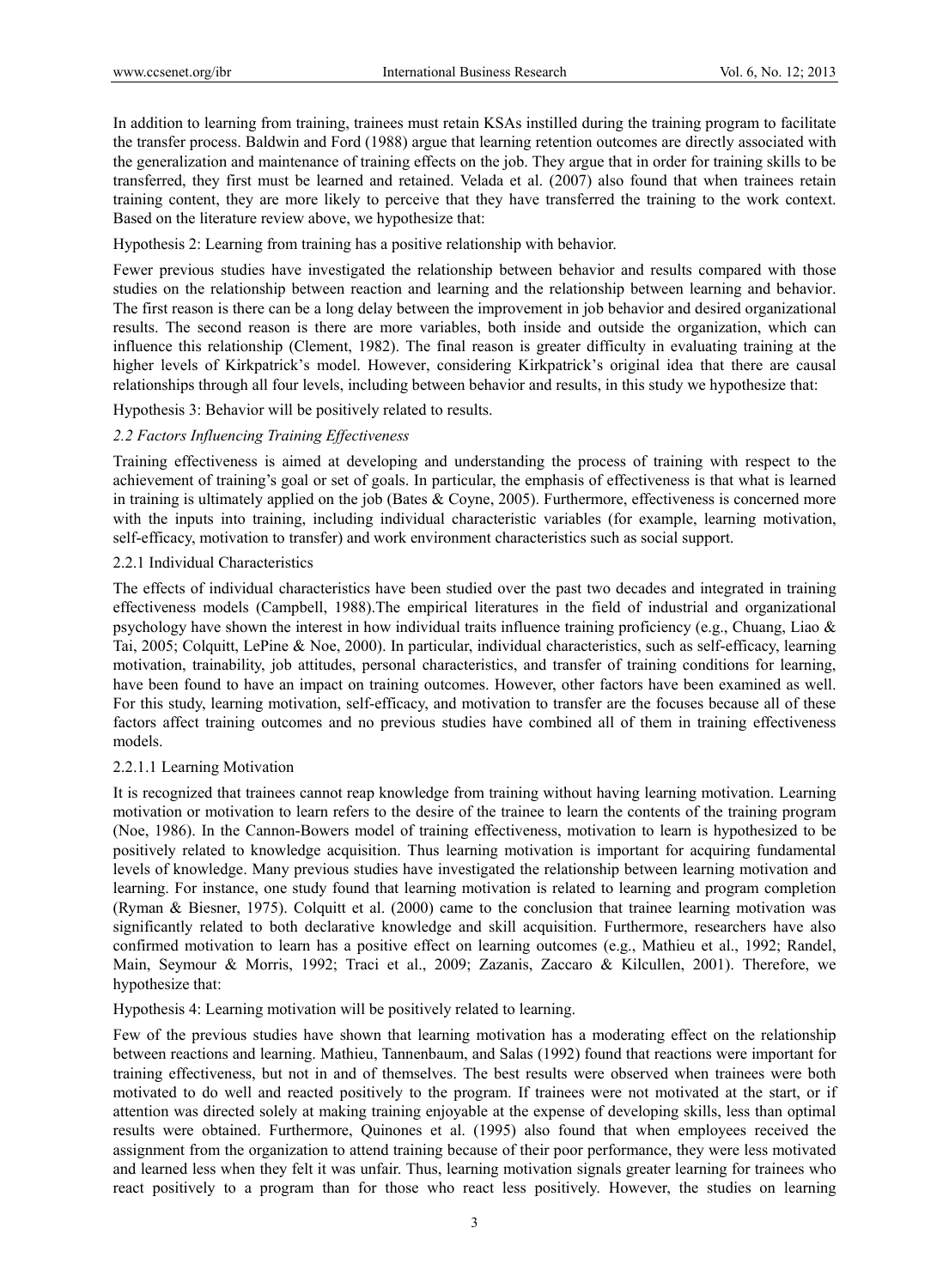In addition to learning from training, trainees must retain KSAs instilled during the training program to facilitate the transfer process. Baldwin and Ford (1988) argue that learning retention outcomes are directly associated with the generalization and maintenance of training effects on the job. They argue that in order for training skills to be transferred, they first must be learned and retained. Velada et al. (2007) also found that when trainees retain training content, they are more likely to perceive that they have transferred the training to the work context. Based on the literature review above, we hypothesize that:

Hypothesis 2: Learning from training has a positive relationship with behavior.

Fewer previous studies have investigated the relationship between behavior and results compared with those studies on the relationship between reaction and learning and the relationship between learning and behavior. The first reason is there can be a long delay between the improvement in job behavior and desired organizational results. The second reason is there are more variables, both inside and outside the organization, which can influence this relationship (Clement, 1982). The final reason is greater difficulty in evaluating training at the higher levels of Kirkpatrick's model. However, considering Kirkpatrick's original idea that there are causal relationships through all four levels, including between behavior and results, in this study we hypothesize that:

Hypothesis 3: Behavior will be positively related to results.

### *2.2 Factors Influencing Training Effectiveness*

Training effectiveness is aimed at developing and understanding the process of training with respect to the achievement of training's goal or set of goals. In particular, the emphasis of effectiveness is that what is learned in training is ultimately applied on the job (Bates & Coyne, 2005). Furthermore, effectiveness is concerned more with the inputs into training, including individual characteristic variables (for example, learning motivation, self-efficacy, motivation to transfer) and work environment characteristics such as social support.

#### 2.2.1 Individual Characteristics

The effects of individual characteristics have been studied over the past two decades and integrated in training effectiveness models (Campbell, 1988).The empirical literatures in the field of industrial and organizational psychology have shown the interest in how individual traits influence training proficiency (e.g., Chuang, Liao & Tai, 2005; Colquitt, LePine & Noe, 2000). In particular, individual characteristics, such as self-efficacy, learning motivation, trainability, job attitudes, personal characteristics, and transfer of training conditions for learning, have been found to have an impact on training outcomes. However, other factors have been examined as well. For this study, learning motivation, self-efficacy, and motivation to transfer are the focuses because all of these factors affect training outcomes and no previous studies have combined all of them in training effectiveness models.

##### 2.2.1.1 Learning Motivation

It is recognized that trainees cannot reap knowledge from training without having learning motivation. Learning motivation or motivation to learn refers to the desire of the trainee to learn the contents of the training program (Noe, 1986). In the Cannon-Bowers model of training effectiveness, motivation to learn is hypothesized to be positively related to knowledge acquisition. Thus learning motivation is important for acquiring fundamental levels of knowledge. Many previous studies have investigated the relationship between learning motivation and learning. For instance, one study found that learning motivation is related to learning and program completion (Ryman & Biesner, 1975). Colquitt et al. (2000) came to the conclusion that trainee learning motivation was significantly related to both declarative knowledge and skill acquisition. Furthermore, researchers have also confirmed motivation to learn has a positive effect on learning outcomes (e.g., Mathieu et al., 1992; Randel, Main, Seymour & Morris, 1992; Traci et al., 2009; Zazanis, Zaccaro & Kilcullen, 2001). Therefore, we hypothesize that:

Hypothesis 4: Learning motivation will be positively related to learning.

Few of the previous studies have shown that learning motivation has a moderating effect on the relationship between reactions and learning. Mathieu, Tannenbaum, and Salas (1992) found that reactions were important for training effectiveness, but not in and of themselves. The best results were observed when trainees were both motivated to do well and reacted positively to the program. If trainees were not motivated at the start, or if attention was directed solely at making training enjoyable at the expense of developing skills, less than optimal results were obtained. Furthermore, Quinones et al. (1995) also found that when employees received the assignment from the organization to attend training because of their poor performance, they were less motivated and learned less when they felt it was unfair. Thus, learning motivation signals greater learning for trainees who react positively to a program than for those who react less positively. However, the studies on learning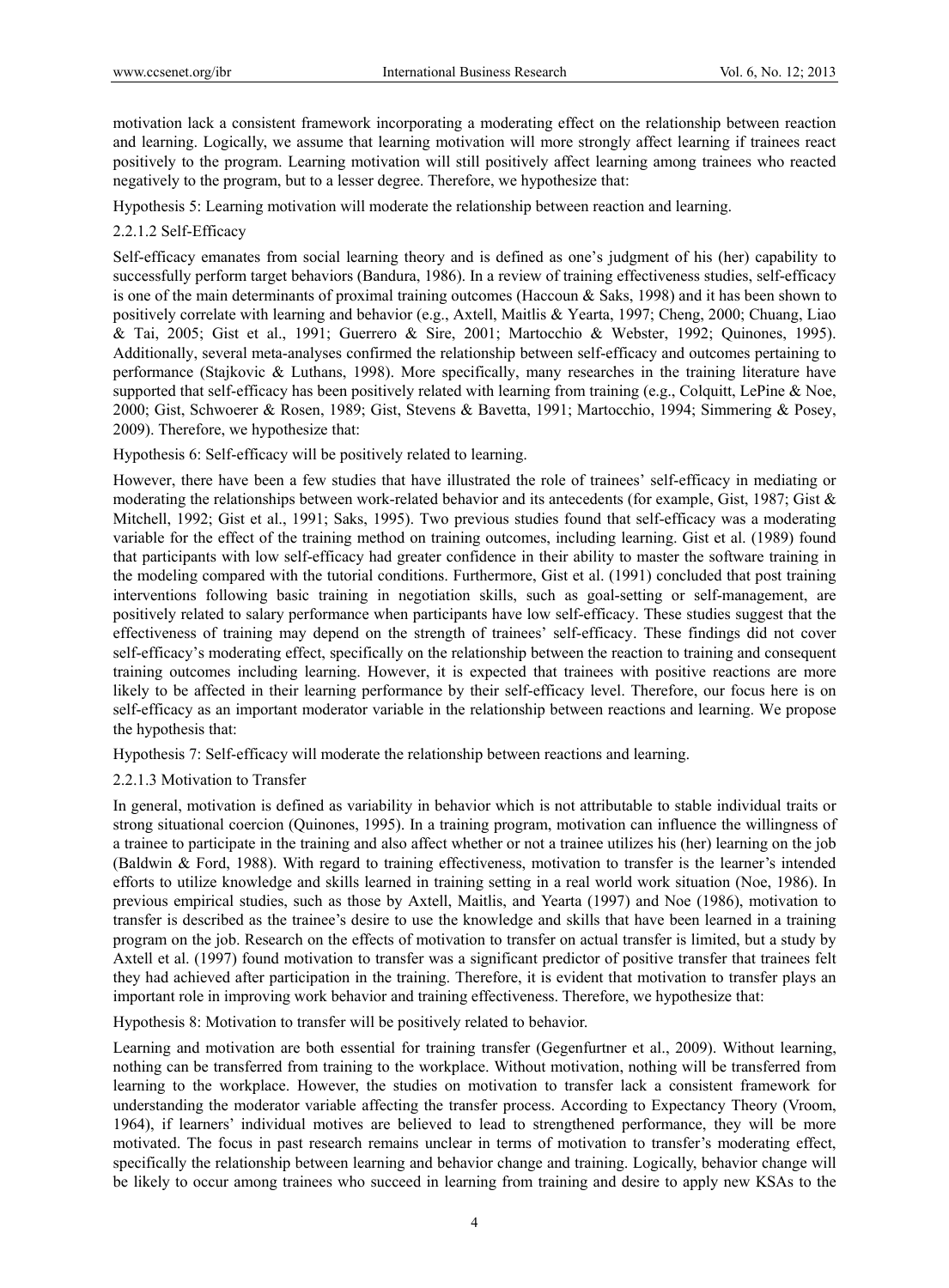motivation lack a consistent framework incorporating a moderating effect on the relationship between reaction and learning. Logically, we assume that learning motivation will more strongly affect learning if trainees react positively to the program. Learning motivation will still positively affect learning among trainees who reacted negatively to the program, but to a lesser degree. Therefore, we hypothesize that:

Hypothesis 5: Learning motivation will moderate the relationship between reaction and learning.

#### 2.2.1.2 Self-Efficacy

Self-efficacy emanates from social learning theory and is defined as one's judgment of his (her) capability to successfully perform target behaviors (Bandura, 1986). In a review of training effectiveness studies, self-efficacy is one of the main determinants of proximal training outcomes (Haccoun & Saks, 1998) and it has been shown to positively correlate with learning and behavior (e.g., Axtell, Maitlis & Yearta, 1997; Cheng, 2000; Chuang, Liao & Tai, 2005; Gist et al., 1991; Guerrero & Sire, 2001; Martocchio & Webster, 1992; Quinones, 1995). Additionally, several meta-analyses confirmed the relationship between self-efficacy and outcomes pertaining to performance (Stajkovic & Luthans, 1998). More specifically, many researches in the training literature have supported that self-efficacy has been positively related with learning from training (e.g., Colquitt, LePine & Noe, 2000; Gist, Schwoerer & Rosen, 1989; Gist, Stevens & Bavetta, 1991; Martocchio, 1994; Simmering & Posey, 2009). Therefore, we hypothesize that:

Hypothesis 6: Self-efficacy will be positively related to learning.

However, there have been a few studies that have illustrated the role of trainees' self-efficacy in mediating or moderating the relationships between work-related behavior and its antecedents (for example, Gist, 1987; Gist & Mitchell, 1992; Gist et al., 1991; Saks, 1995). Two previous studies found that self-efficacy was a moderating variable for the effect of the training method on training outcomes, including learning. Gist et al. (1989) found that participants with low self-efficacy had greater confidence in their ability to master the software training in the modeling compared with the tutorial conditions. Furthermore, Gist et al. (1991) concluded that post training interventions following basic training in negotiation skills, such as goal-setting or self-management, are positively related to salary performance when participants have low self-efficacy. These studies suggest that the effectiveness of training may depend on the strength of trainees' self-efficacy. These findings did not cover self-efficacy's moderating effect, specifically on the relationship between the reaction to training and consequent training outcomes including learning. However, it is expected that trainees with positive reactions are more likely to be affected in their learning performance by their self-efficacy level. Therefore, our focus here is on self-efficacy as an important moderator variable in the relationship between reactions and learning. We propose the hypothesis that:

Hypothesis 7: Self-efficacy will moderate the relationship between reactions and learning.

#### 2.2.1.3 Motivation to Transfer

In general, motivation is defined as variability in behavior which is not attributable to stable individual traits or strong situational coercion (Quinones, 1995). In a training program, motivation can influence the willingness of a trainee to participate in the training and also affect whether or not a trainee utilizes his (her) learning on the job (Baldwin & Ford, 1988). With regard to training effectiveness, motivation to transfer is the learner's intended efforts to utilize knowledge and skills learned in training setting in a real world work situation (Noe, 1986). In previous empirical studies, such as those by Axtell, Maitlis, and Yearta (1997) and Noe (1986), motivation to transfer is described as the trainee's desire to use the knowledge and skills that have been learned in a training program on the job. Research on the effects of motivation to transfer on actual transfer is limited, but a study by Axtell et al. (1997) found motivation to transfer was a significant predictor of positive transfer that trainees felt they had achieved after participation in the training. Therefore, it is evident that motivation to transfer plays an important role in improving work behavior and training effectiveness. Therefore, we hypothesize that:

Hypothesis 8: Motivation to transfer will be positively related to behavior.

Learning and motivation are both essential for training transfer (Gegenfurtner et al., 2009). Without learning, nothing can be transferred from training to the workplace. Without motivation, nothing will be transferred from learning to the workplace. However, the studies on motivation to transfer lack a consistent framework for understanding the moderator variable affecting the transfer process. According to Expectancy Theory (Vroom, 1964), if learners' individual motives are believed to lead to strengthened performance, they will be more motivated. The focus in past research remains unclear in terms of motivation to transfer's moderating effect, specifically the relationship between learning and behavior change and training. Logically, behavior change will be likely to occur among trainees who succeed in learning from training and desire to apply new KSAs to the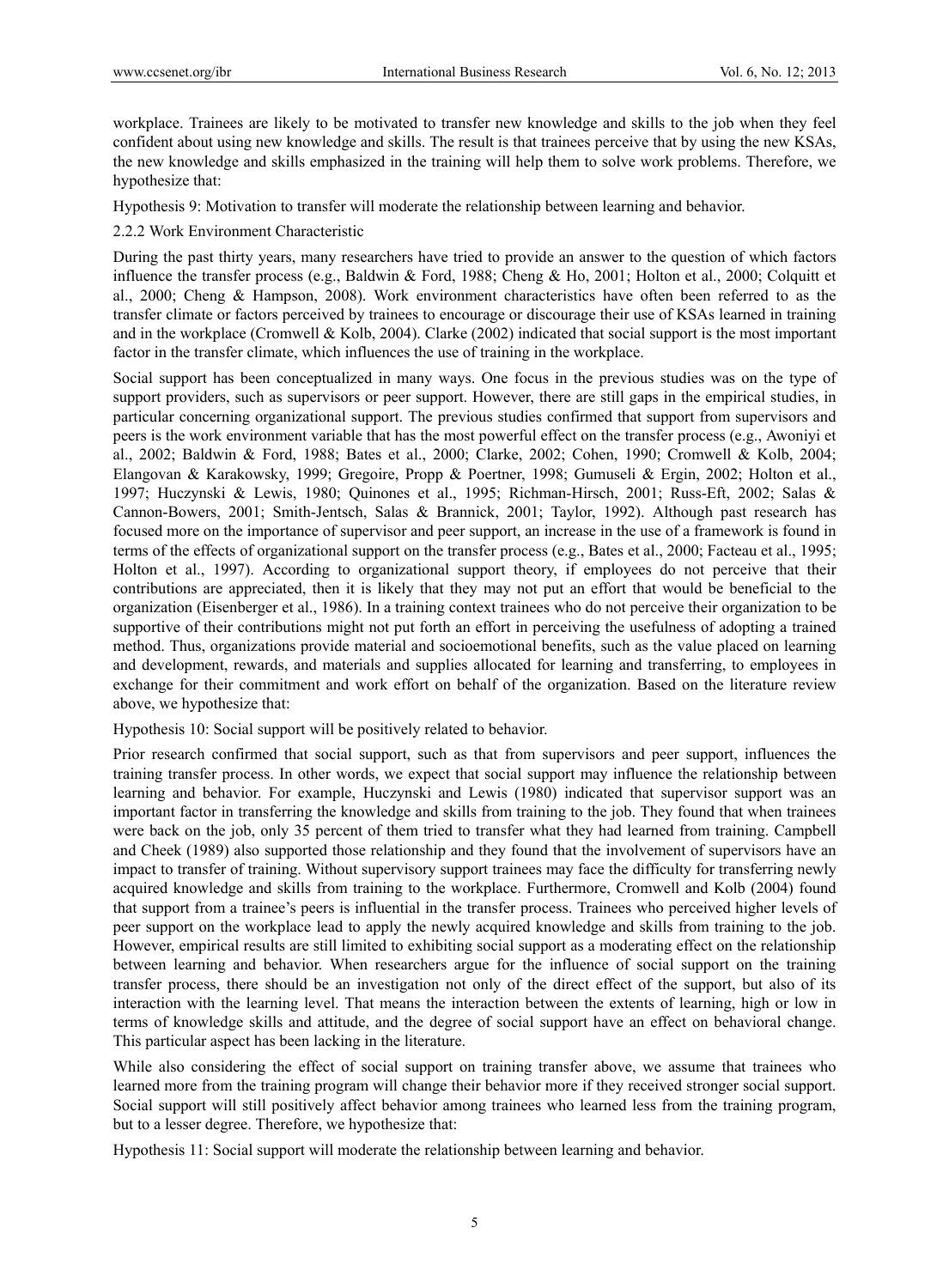workplace. Trainees are likely to be motivated to transfer new knowledge and skills to the job when they feel confident about using new knowledge and skills. The result is that trainees perceive that by using the new KSAs, the new knowledge and skills emphasized in the training will help them to solve work problems. Therefore, we hypothesize that:

Hypothesis 9: Motivation to transfer will moderate the relationship between learning and behavior.

### 2.2.2 Work Environment Characteristic

During the past thirty years, many researchers have tried to provide an answer to the question of which factors influence the transfer process (e.g., Baldwin & Ford, 1988; Cheng & Ho, 2001; Holton et al., 2000; Colquitt et al., 2000; Cheng & Hampson, 2008). Work environment characteristics have often been referred to as the transfer climate or factors perceived by trainees to encourage or discourage their use of KSAs learned in training and in the workplace (Cromwell & Kolb, 2004). Clarke (2002) indicated that social support is the most important factor in the transfer climate, which influences the use of training in the workplace.

Social support has been conceptualized in many ways. One focus in the previous studies was on the type of support providers, such as supervisors or peer support. However, there are still gaps in the empirical studies, in particular concerning organizational support. The previous studies confirmed that support from supervisors and peers is the work environment variable that has the most powerful effect on the transfer process (e.g., Awoniyi et al., 2002; Baldwin & Ford, 1988; Bates et al., 2000; Clarke, 2002; Cohen, 1990; Cromwell & Kolb, 2004; Elangovan & Karakowsky, 1999; Gregoire, Propp & Poertner, 1998; Gumuseli & Ergin, 2002; Holton et al., 1997; Huczynski & Lewis, 1980; Quinones et al., 1995; Richman-Hirsch, 2001; Russ-Eft, 2002; Salas & Cannon-Bowers, 2001; Smith-Jentsch, Salas & Brannick, 2001; Taylor, 1992). Although past research has focused more on the importance of supervisor and peer support, an increase in the use of a framework is found in terms of the effects of organizational support on the transfer process (e.g., Bates et al., 2000; Facteau et al., 1995; Holton et al., 1997). According to organizational support theory, if employees do not perceive that their contributions are appreciated, then it is likely that they may not put an effort that would be beneficial to the organization (Eisenberger et al., 1986). In a training context trainees who do not perceive their organization to be supportive of their contributions might not put forth an effort in perceiving the usefulness of adopting a trained method. Thus, organizations provide material and socioemotional benefits, such as the value placed on learning and development, rewards, and materials and supplies allocated for learning and transferring, to employees in exchange for their commitment and work effort on behalf of the organization. Based on the literature review above, we hypothesize that:

Hypothesis 10: Social support will be positively related to behavior.

Prior research confirmed that social support, such as that from supervisors and peer support, influences the training transfer process. In other words, we expect that social support may influence the relationship between learning and behavior. For example, Huczynski and Lewis (1980) indicated that supervisor support was an important factor in transferring the knowledge and skills from training to the job. They found that when trainees were back on the job, only 35 percent of them tried to transfer what they had learned from training. Campbell and Cheek (1989) also supported those relationship and they found that the involvement of supervisors have an impact to transfer of training. Without supervisory support trainees may face the difficulty for transferring newly acquired knowledge and skills from training to the workplace. Furthermore, Cromwell and Kolb (2004) found that support from a trainee's peers is influential in the transfer process. Trainees who perceived higher levels of peer support on the workplace lead to apply the newly acquired knowledge and skills from training to the job. However, empirical results are still limited to exhibiting social support as a moderating effect on the relationship between learning and behavior. When researchers argue for the influence of social support on the training transfer process, there should be an investigation not only of the direct effect of the support, but also of its interaction with the learning level. That means the interaction between the extents of learning, high or low in terms of knowledge skills and attitude, and the degree of social support have an effect on behavioral change. This particular aspect has been lacking in the literature.

While also considering the effect of social support on training transfer above, we assume that trainees who learned more from the training program will change their behavior more if they received stronger social support. Social support will still positively affect behavior among trainees who learned less from the training program, but to a lesser degree. Therefore, we hypothesize that:

Hypothesis 11: Social support will moderate the relationship between learning and behavior.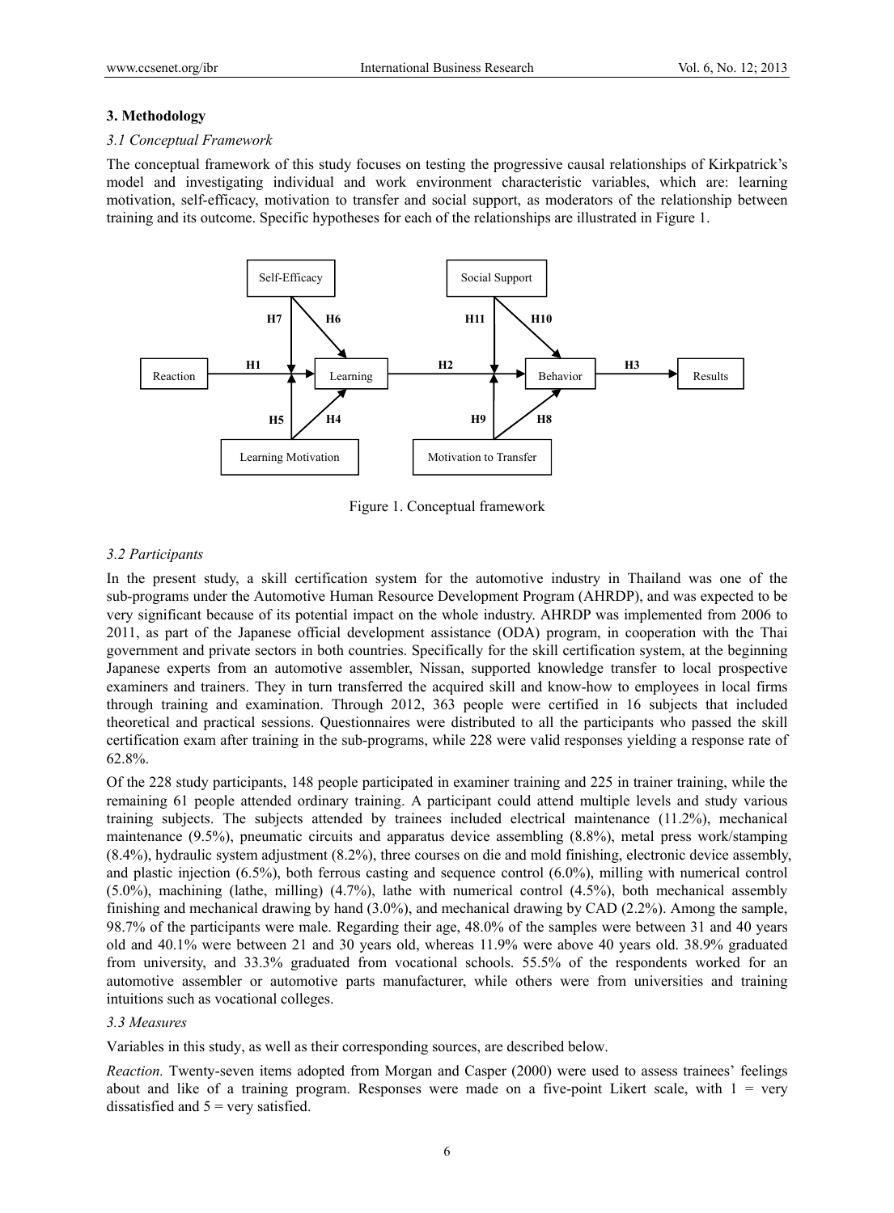## 3. Methodology

### *3.1 Conceptual Framework*

The conceptual framework of this study focuses on testing the progressive causal relationships of Kirkpatrick's model and investigating individual and work environment characteristic variables, which are: learning motivation, self-efficacy, motivation to transfer and social support, as moderators of the relationship between training and its outcome. Specific hypotheses for each of the relationships are illustrated in Figure 1.

Figure 1. Conceptual framework

### *3.2 Participants*

In the present study, a skill certification system for the automotive industry in Thailand was one of the sub-programs under the Automotive Human Resource Development Program (AHRDP), and was expected to be very significant because of its potential impact on the whole industry. AHRDP was implemented from 2006 to 2011, as part of the Japanese official development assistance (ODA) program, in cooperation with the Thai government and private sectors in both countries. Specifically for the skill certification system, at the beginning Japanese experts from an automotive assembler, Nissan, supported knowledge transfer to local prospective examiners and trainers. They in turn transferred the acquired skill and know-how to employees in local firms through training and examination. Through 2012, 363 people were certified in 16 subjects that included theoretical and practical sessions. Questionnaires were distributed to all the participants who passed the skill certification exam after training in the sub-programs, while 228 were valid responses yielding a response rate of 62.8%.

Of the 228 study participants, 148 people participated in examiner training and 225 in trainer training, while the remaining 61 people attended ordinary training. A participant could attend multiple levels and study various training subjects. The subjects attended by trainees included electrical maintenance (11.2%), mechanical maintenance (9.5%), pneumatic circuits and apparatus device assembling (8.8%), metal press work/stamping (8.4%), hydraulic system adjustment (8.2%), three courses on die and mold finishing, electronic device assembly, and plastic injection (6.5%), both ferrous casting and sequence control (6.0%), milling with numerical control (5.0%), machining (lathe, milling) (4.7%), lathe with numerical control (4.5%), both mechanical assembly finishing and mechanical drawing by hand (3.0%), and mechanical drawing by CAD (2.2%). Among the sample, 98.7% of the participants were male. Regarding their age, 48.0% of the samples were between 31 and 40 years old and 40.1% were between 21 and 30 years old, whereas 11.9% were above 40 years old. 38.9% graduated from university, and 33.3% graduated from vocational schools. 55.5% of the respondents worked for an automotive assembler or automotive parts manufacturer, while others were from universities and training intuitions such as vocational colleges.

### *3.3 Measures*

Variables in this study, as well as their corresponding sources, are described below.

*Reaction.* Twenty-seven items adopted from Morgan and Casper (2000) were used to assess trainees' feelings about and like of a training program. Responses were made on a five-point Likert scale, with 1 = very dissatisfied and 5 = very satisfied.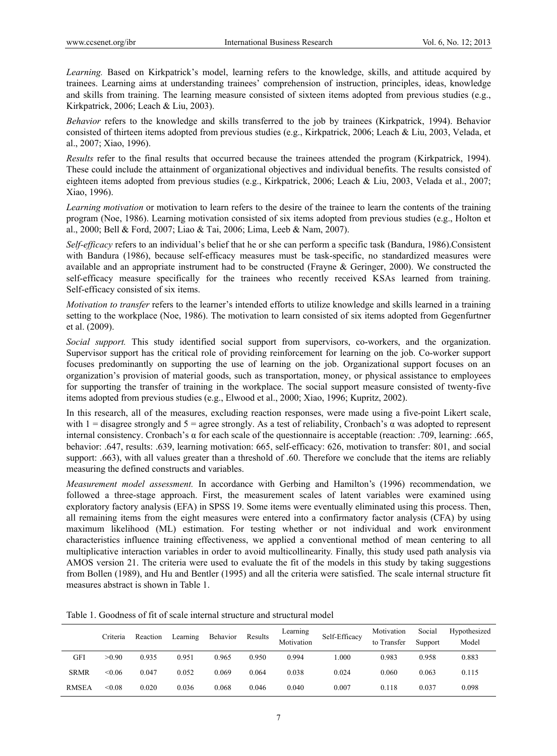*Learning.* Based on Kirkpatrick's model, learning refers to the knowledge, skills, and attitude acquired by trainees. Learning aims at understanding trainees' comprehension of instruction, principles, ideas, knowledge and skills from training. The learning measure consisted of sixteen items adopted from previous studies (e.g., Kirkpatrick, 2006; Leach & Liu, 2003).

*Behavior* refers to the knowledge and skills transferred to the job by trainees (Kirkpatrick, 1994). Behavior consisted of thirteen items adopted from previous studies (e.g., Kirkpatrick, 2006; Leach & Liu, 2003, Velada, et al., 2007; Xiao, 1996).

*Results* refer to the final results that occurred because the trainees attended the program (Kirkpatrick, 1994). These could include the attainment of organizational objectives and individual benefits. The results consisted of eighteen items adopted from previous studies (e.g., Kirkpatrick, 2006; Leach & Liu, 2003, Velada et al., 2007; Xiao, 1996).

*Learning motivation* or motivation to learn refers to the desire of the trainee to learn the contents of the training program (Noe, 1986). Learning motivation consisted of six items adopted from previous studies (e.g., Holton et al., 2000; Bell & Ford, 2007; Liao & Tai, 2006; Lima, Leeb & Nam, 2007).

*Self-efficacy* refers to an individual's belief that he or she can perform a specific task (Bandura, 1986).Consistent with Bandura (1986), because self-efficacy measures must be task-specific, no standardized measures were available and an appropriate instrument had to be constructed (Frayne & Geringer, 2000). We constructed the self-efficacy measure specifically for the trainees who recently received KSAs learned from training. Self-efficacy consisted of six items.

*Motivation to transfer* refers to the learner's intended efforts to utilize knowledge and skills learned in a training setting to the workplace (Noe, 1986). The motivation to learn consisted of six items adopted from Gegenfurtner et al. (2009).

*Social support.* This study identified social support from supervisors, co-workers, and the organization. Supervisor support has the critical role of providing reinforcement for learning on the job. Co-worker support focuses predominantly on supporting the use of learning on the job. Organizational support focuses on an organization's provision of material goods, such as transportation, money, or physical assistance to employees for supporting the transfer of training in the workplace. The social support measure consisted of twenty-five items adopted from previous studies (e.g., Elwood et al., 2000; Xiao, 1996; Kupritz, 2002).

In this research, all of the measures, excluding reaction responses, were made using a five-point Likert scale, with 1 = disagree strongly and 5 = agree strongly. As a test of reliability, Cronbach's α was adopted to represent internal consistency. Cronbach's α for each scale of the questionnaire is acceptable (reaction: .709, learning: .665, behavior: .647, results: .639, learning motivation: 665, self-efficacy: 626, motivation to transfer: 801, and social support: .663), with all values greater than a threshold of .60. Therefore we conclude that the items are reliably measuring the defined constructs and variables.

*Measurement model assessment.* In accordance with Gerbing and Hamilton's (1996) recommendation, we followed a three-stage approach. First, the measurement scales of latent variables were examined using exploratory factory analysis (EFA) in SPSS 19. Some items were eventually eliminated using this process. Then, all remaining items from the eight measures were entered into a confirmatory factor analysis (CFA) by using maximum likelihood (ML) estimation. For testing whether or not individual and work environment characteristics influence training effectiveness, we applied a conventional method of mean centering to all multiplicative interaction variables in order to avoid multicollinearity. Finally, this study used path analysis via AMOS version 21. The criteria were used to evaluate the fit of the models in this study by taking suggestions from Bollen (1989), and Hu and Bentler (1995) and all the criteria were satisfied. The scale internal structure fit measures abstract is shown in Table 1.

Table 1. Goodness of fit of scale internal structure and structural model

| | Criteria | Reaction | Learning | Behavior | Results | Learning Motivation | Self-Efficacy | Motivation to Transfer | Social Support | Hypothesized Model |
|---|---|---|---|---|---|---|---|---|---|---|
| GFI | >0.90 | 0.935 | 0.951 | 0.965 | 0.950 | 0.994 | 1.000 | 0.983 | 0.958 | 0.883 |
| SRMR | <0.06 | 0.047 | 0.052 | 0.069 | 0.064 | 0.038 | 0.024 | 0.060 | 0.063 | 0.115 |
| RMSEA | <0.08 | 0.020 | 0.036 | 0.068 | 0.046 | 0.040 | 0.007 | 0.118 | 0.037 | 0.098 |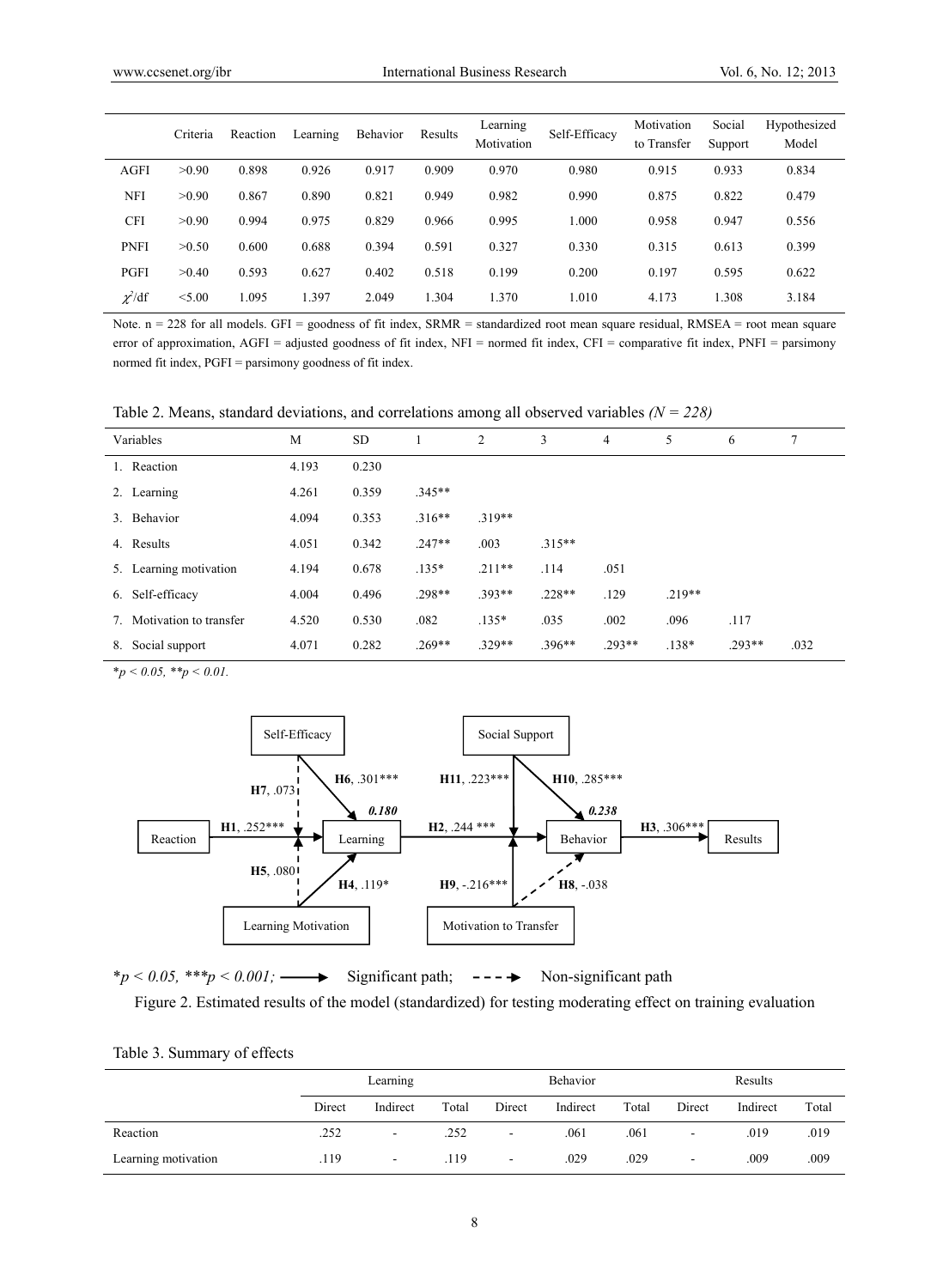|  | Criteria | Reaction | Learning | Behavior | Results | Learning Motivation | Self-Efficacy | Motivation to Transfer | Social Support | Hypothesized Model |
|---|---|---|---|---|---|---|---|---|---|---|
| AGFI | >0.90 | 0.898 | 0.926 | 0.917 | 0.909 | 0.970 | 0.980 | 0.915 | 0.933 | 0.834 |
| NFI | >0.90 | 0.867 | 0.890 | 0.821 | 0.949 | 0.982 | 0.990 | 0.875 | 0.822 | 0.479 |
| CFI | >0.90 | 0.994 | 0.975 | 0.829 | 0.966 | 0.995 | 1.000 | 0.958 | 0.947 | 0.556 |
| PNFI | >0.50 | 0.600 | 0.688 | 0.394 | 0.591 | 0.327 | 0.330 | 0.315 | 0.613 | 0.399 |
| PGFI | >0.40 | 0.593 | 0.627 | 0.402 | 0.518 | 0.199 | 0.200 | 0.197 | 0.595 | 0.622 |
| $\chi^2$/df | <5.00 | 1.095 | 1.397 | 2.049 | 1.304 | 1.370 | 1.010 | 4.173 | 1.308 | 3.184 |

Note. n = 228 for all models. GFI = goodness of fit index, SRMR = standardized root mean square residual, RMSEA = root mean square error of approximation, AGFI = adjusted goodness of fit index, NFI = normed fit index, CFI = comparative fit index, PNFI = parsimony normed fit index, PGFI = parsimony goodness of fit index.

Table 2. Means, standard deviations, and correlations among all observed variables *(N = 228)*

| Variables | M | SD | 1 | 2 | 3 | 4 | 5 | 6 | 7 |
|---|---|---|---|---|---|---|---|---|---|
| 1. Reaction | 4.193 | 0.230 |  |  |  |  |  |  |  |
| 2. Learning | 4.261 | 0.359 | .345** |  |  |  |  |  |  |
| 3. Behavior | 4.094 | 0.353 | .316** | .319** |  |  |  |  |  |
| 4. Results | 4.051 | 0.342 | .247** | .003 | .315** |  |  |  |  |
| 5. Learning motivation | 4.194 | 0.678 | .135* | .211** | .114 | .051 |  |  |  |
| 6. Self-efficacy | 4.004 | 0.496 | .298** | .393** | .228** | .129 | .219** |  |  |
| 7. Motivation to transfer | 4.520 | 0.530 | .082 | .135* | .035 | .002 | .096 | .117 |  |
| 8. Social support | 4.071 | 0.282 | .269** | .329** | .396** | .293** | .138* | .293** | .032 |

*$p < 0.05$, **$p < 0.01$.*

*$p < 0.05$, ***$p < 0.001$; ⟶ Significant path; - - -▸ Non-significant path

Figure 2. Estimated results of the model (standardized) for testing moderating effect on training evaluation

Table 3. Summary of effects

|  | Learning |  |  | Behavior |  |  | Results |  |  |
|---|---|---|---|---|---|---|---|---|---|
|  | Direct | Indirect | Total | Direct | Indirect | Total | Direct | Indirect | Total |
| Reaction | .252 | - | .252 | - | .061 | .061 | - | .019 | .019 |
| Learning motivation | .119 | - | .119 | - | .029 | .029 | - | .009 | .009 |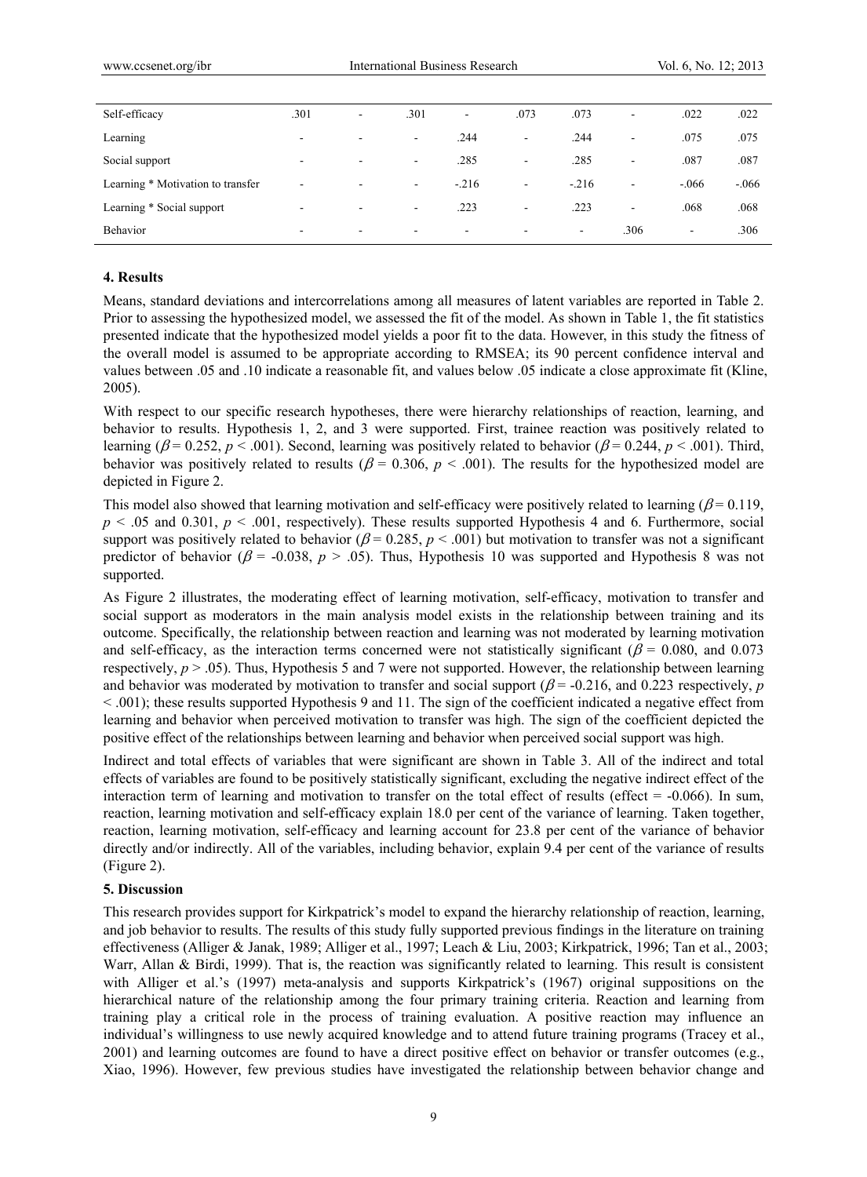| | | | | | | | | | |
|---|---|---|---|---|---|---|---|---|---|
| Self-efficacy | .301 | - | .301 | - | .073 | .073 | - | .022 | .022 |
| Learning | - | - | - | .244 | - | .244 | - | .075 | .075 |
| Social support | - | - | - | .285 | - | .285 | - | .087 | .087 |
| Learning * Motivation to transfer | - | - | - | -.216 | - | -.216 | - | -.066 | -.066 |
| Learning * Social support | - | - | - | .223 | - | .223 | - | .068 | .068 |
| Behavior | - | - | - | - | - | - | .306 | - | .306 |

### 4. Results

Means, standard deviations and intercorrelations among all measures of latent variables are reported in Table 2. Prior to assessing the hypothesized model, we assessed the fit of the model. As shown in Table 1, the fit statistics presented indicate that the hypothesized model yields a poor fit to the data. However, in this study the fitness of the overall model is assumed to be appropriate according to RMSEA; its 90 percent confidence interval and values between .05 and .10 indicate a reasonable fit, and values below .05 indicate a close approximate fit (Kline, 2005).

With respect to our specific research hypotheses, there were hierarchy relationships of reaction, learning, and behavior to results. Hypothesis 1, 2, and 3 were supported. First, trainee reaction was positively related to learning ($\beta = 0.252$, $p < .001$). Second, learning was positively related to behavior ($\beta = 0.244$, $p < .001$). Third, behavior was positively related to results ($\beta = 0.306$, $p < .001$). The results for the hypothesized model are depicted in Figure 2.

This model also showed that learning motivation and self-efficacy were positively related to learning ($\beta = 0.119$, $p < .05$ and 0.301, $p < .001$, respectively). These results supported Hypothesis 4 and 6. Furthermore, social support was positively related to behavior ($\beta = 0.285$, $p < .001$) but motivation to transfer was not a significant predictor of behavior ($\beta = -0.038$, $p > .05$). Thus, Hypothesis 10 was supported and Hypothesis 8 was not supported.

As Figure 2 illustrates, the moderating effect of learning motivation, self-efficacy, motivation to transfer and social support as moderators in the main analysis model exists in the relationship between training and its outcome. Specifically, the relationship between reaction and learning was not moderated by learning motivation and self-efficacy, as the interaction terms concerned were not statistically significant ($\beta = 0.080$, and 0.073 respectively, $p > .05$). Thus, Hypothesis 5 and 7 were not supported. However, the relationship between learning and behavior was moderated by motivation to transfer and social support ($\beta = -0.216$, and 0.223 respectively, $p < .001$); these results supported Hypothesis 9 and 11. The sign of the coefficient indicated a negative effect from learning and behavior when perceived motivation to transfer was high. The sign of the coefficient depicted the positive effect of the relationships between learning and behavior when perceived social support was high.

Indirect and total effects of variables that were significant are shown in Table 3. All of the indirect and total effects of variables are found to be positively statistically significant, excluding the negative indirect effect of the interaction term of learning and motivation to transfer on the total effect of results (effect = -0.066). In sum, reaction, learning motivation and self-efficacy explain 18.0 per cent of the variance of learning. Taken together, reaction, learning motivation, self-efficacy and learning account for 23.8 per cent of the variance of behavior directly and/or indirectly. All of the variables, including behavior, explain 9.4 per cent of the variance of results (Figure 2).

### 5. Discussion

This research provides support for Kirkpatrick's model to expand the hierarchy relationship of reaction, learning, and job behavior to results. The results of this study fully supported previous findings in the literature on training effectiveness (Alliger & Janak, 1989; Alliger et al., 1997; Leach & Liu, 2003; Kirkpatrick, 1996; Tan et al., 2003; Warr, Allan & Birdi, 1999). That is, the reaction was significantly related to learning. This result is consistent with Alliger et al.'s (1997) meta-analysis and supports Kirkpatrick's (1967) original suppositions on the hierarchical nature of the relationship among the four primary training criteria. Reaction and learning from training play a critical role in the process of training evaluation. A positive reaction may influence an individual's willingness to use newly acquired knowledge and to attend future training programs (Tracey et al., 2001) and learning outcomes are found to have a direct positive effect on behavior or transfer outcomes (e.g., Xiao, 1996). However, few previous studies have investigated the relationship between behavior change and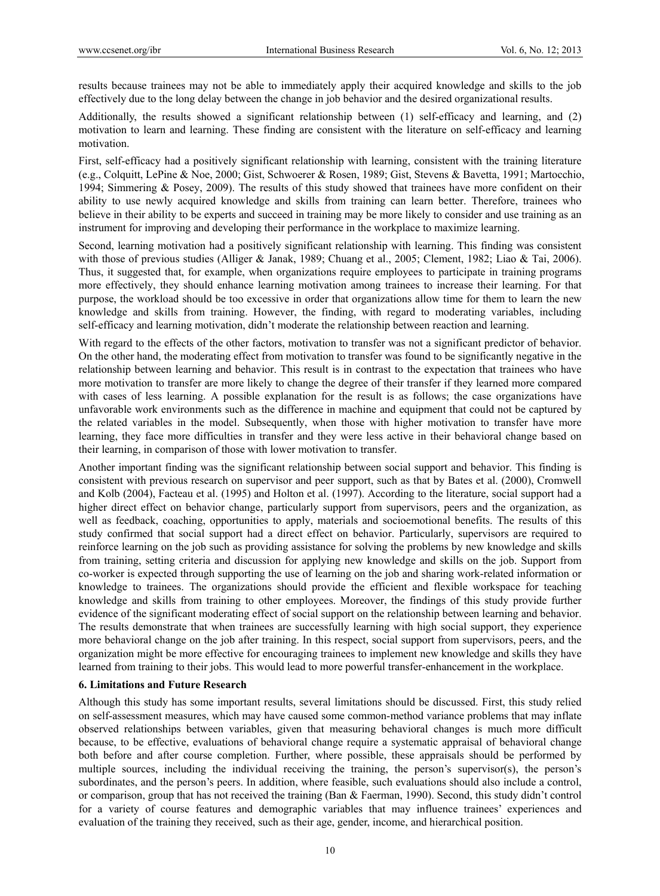results because trainees may not be able to immediately apply their acquired knowledge and skills to the job effectively due to the long delay between the change in job behavior and the desired organizational results.

Additionally, the results showed a significant relationship between (1) self-efficacy and learning, and (2) motivation to learn and learning. These finding are consistent with the literature on self-efficacy and learning motivation.

First, self-efficacy had a positively significant relationship with learning, consistent with the training literature (e.g., Colquitt, LePine & Noe, 2000; Gist, Schwoerer & Rosen, 1989; Gist, Stevens & Bavetta, 1991; Martocchio, 1994; Simmering & Posey, 2009). The results of this study showed that trainees have more confident on their ability to use newly acquired knowledge and skills from training can learn better. Therefore, trainees who believe in their ability to be experts and succeed in training may be more likely to consider and use training as an instrument for improving and developing their performance in the workplace to maximize learning.

Second, learning motivation had a positively significant relationship with learning. This finding was consistent with those of previous studies (Alliger & Janak, 1989; Chuang et al., 2005; Clement, 1982; Liao & Tai, 2006). Thus, it suggested that, for example, when organizations require employees to participate in training programs more effectively, they should enhance learning motivation among trainees to increase their learning. For that purpose, the workload should be too excessive in order that organizations allow time for them to learn the new knowledge and skills from training. However, the finding, with regard to moderating variables, including self-efficacy and learning motivation, didn't moderate the relationship between reaction and learning.

With regard to the effects of the other factors, motivation to transfer was not a significant predictor of behavior. On the other hand, the moderating effect from motivation to transfer was found to be significantly negative in the relationship between learning and behavior. This result is in contrast to the expectation that trainees who have more motivation to transfer are more likely to change the degree of their transfer if they learned more compared with cases of less learning. A possible explanation for the result is as follows; the case organizations have unfavorable work environments such as the difference in machine and equipment that could not be captured by the related variables in the model. Subsequently, when those with higher motivation to transfer have more learning, they face more difficulties in transfer and they were less active in their behavioral change based on their learning, in comparison of those with lower motivation to transfer.

Another important finding was the significant relationship between social support and behavior. This finding is consistent with previous research on supervisor and peer support, such as that by Bates et al. (2000), Cromwell and Kolb (2004), Facteau et al. (1995) and Holton et al. (1997). According to the literature, social support had a higher direct effect on behavior change, particularly support from supervisors, peers and the organization, as well as feedback, coaching, opportunities to apply, materials and socioemotional benefits. The results of this study confirmed that social support had a direct effect on behavior. Particularly, supervisors are required to reinforce learning on the job such as providing assistance for solving the problems by new knowledge and skills from training, setting criteria and discussion for applying new knowledge and skills on the job. Support from co-worker is expected through supporting the use of learning on the job and sharing work-related information or knowledge to trainees. The organizations should provide the efficient and flexible workspace for teaching knowledge and skills from training to other employees. Moreover, the findings of this study provide further evidence of the significant moderating effect of social support on the relationship between learning and behavior. The results demonstrate that when trainees are successfully learning with high social support, they experience more behavioral change on the job after training. In this respect, social support from supervisors, peers, and the organization might be more effective for encouraging trainees to implement new knowledge and skills they have learned from training to their jobs. This would lead to more powerful transfer-enhancement in the workplace.

## 6. Limitations and Future Research

Although this study has some important results, several limitations should be discussed. First, this study relied on self-assessment measures, which may have caused some common-method variance problems that may inflate observed relationships between variables, given that measuring behavioral changes is much more difficult because, to be effective, evaluations of behavioral change require a systematic appraisal of behavioral change both before and after course completion. Further, where possible, these appraisals should be performed by multiple sources, including the individual receiving the training, the person's supervisor(s), the person's subordinates, and the person's peers. In addition, where feasible, such evaluations should also include a control, or comparison, group that has not received the training (Ban & Faerman, 1990). Second, this study didn't control for a variety of course features and demographic variables that may influence trainees' experiences and evaluation of the training they received, such as their age, gender, income, and hierarchical position.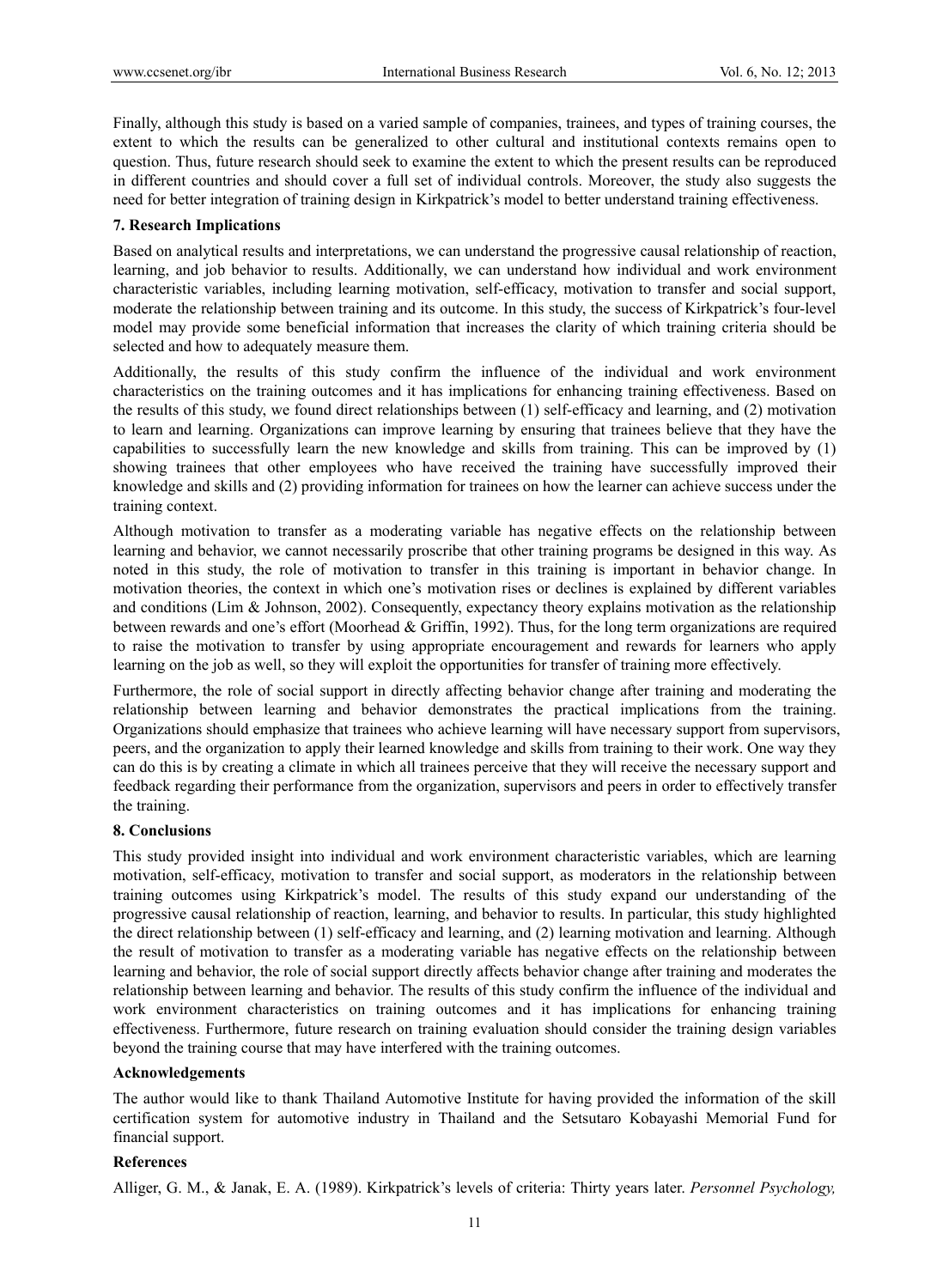Finally, although this study is based on a varied sample of companies, trainees, and types of training courses, the extent to which the results can be generalized to other cultural and institutional contexts remains open to question. Thus, future research should seek to examine the extent to which the present results can be reproduced in different countries and should cover a full set of individual controls. Moreover, the study also suggests the need for better integration of training design in Kirkpatrick's model to better understand training effectiveness.

## 7. Research Implications

Based on analytical results and interpretations, we can understand the progressive causal relationship of reaction, learning, and job behavior to results. Additionally, we can understand how individual and work environment characteristic variables, including learning motivation, self-efficacy, motivation to transfer and social support, moderate the relationship between training and its outcome. In this study, the success of Kirkpatrick's four-level model may provide some beneficial information that increases the clarity of which training criteria should be selected and how to adequately measure them.

Additionally, the results of this study confirm the influence of the individual and work environment characteristics on the training outcomes and it has implications for enhancing training effectiveness. Based on the results of this study, we found direct relationships between (1) self-efficacy and learning, and (2) motivation to learn and learning. Organizations can improve learning by ensuring that trainees believe that they have the capabilities to successfully learn the new knowledge and skills from training. This can be improved by (1) showing trainees that other employees who have received the training have successfully improved their knowledge and skills and (2) providing information for trainees on how the learner can achieve success under the training context.

Although motivation to transfer as a moderating variable has negative effects on the relationship between learning and behavior, we cannot necessarily proscribe that other training programs be designed in this way. As noted in this study, the role of motivation to transfer in this training is important in behavior change. In motivation theories, the context in which one's motivation rises or declines is explained by different variables and conditions (Lim & Johnson, 2002). Consequently, expectancy theory explains motivation as the relationship between rewards and one's effort (Moorhead & Griffin, 1992). Thus, for the long term organizations are required to raise the motivation to transfer by using appropriate encouragement and rewards for learners who apply learning on the job as well, so they will exploit the opportunities for transfer of training more effectively.

Furthermore, the role of social support in directly affecting behavior change after training and moderating the relationship between learning and behavior demonstrates the practical implications from the training. Organizations should emphasize that trainees who achieve learning will have necessary support from supervisors, peers, and the organization to apply their learned knowledge and skills from training to their work. One way they can do this is by creating a climate in which all trainees perceive that they will receive the necessary support and feedback regarding their performance from the organization, supervisors and peers in order to effectively transfer the training.

## 8. Conclusions

This study provided insight into individual and work environment characteristic variables, which are learning motivation, self-efficacy, motivation to transfer and social support, as moderators in the relationship between training outcomes using Kirkpatrick's model. The results of this study expand our understanding of the progressive causal relationship of reaction, learning, and behavior to results. In particular, this study highlighted the direct relationship between (1) self-efficacy and learning, and (2) learning motivation and learning. Although the result of motivation to transfer as a moderating variable has negative effects on the relationship between learning and behavior, the role of social support directly affects behavior change after training and moderates the relationship between learning and behavior. The results of this study confirm the influence of the individual and work environment characteristics on training outcomes and it has implications for enhancing training effectiveness. Furthermore, future research on training evaluation should consider the training design variables beyond the training course that may have interfered with the training outcomes.

## Acknowledgements

The author would like to thank Thailand Automotive Institute for having provided the information of the skill certification system for automotive industry in Thailand and the Setsutaro Kobayashi Memorial Fund for financial support.

## References

Alliger, G. M., & Janak, E. A. (1989). Kirkpatrick's levels of criteria: Thirty years later. *Personnel Psychology,*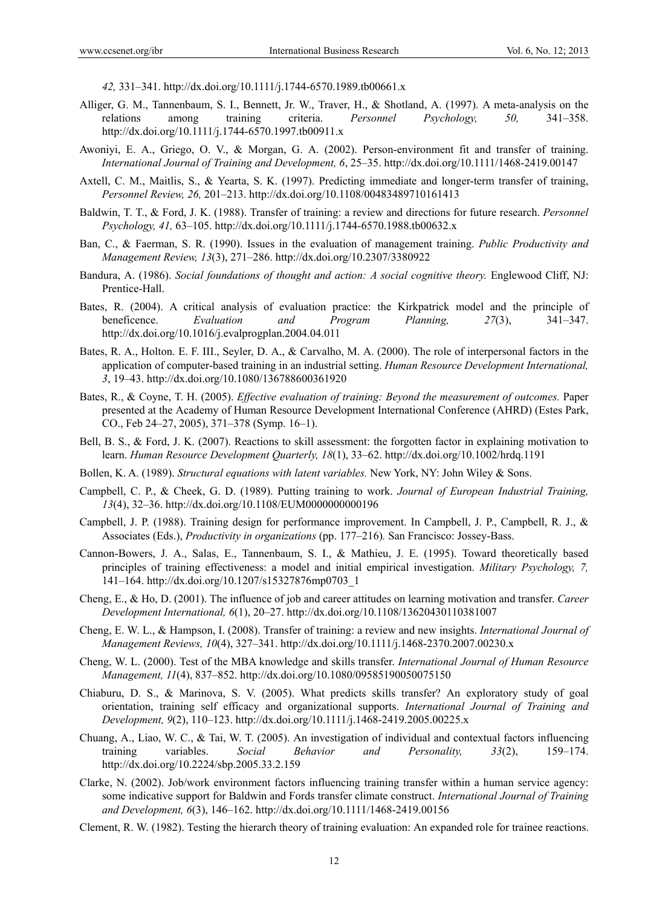*42,* 331–341. http://dx.doi.org/10.1111/j.1744-6570.1989.tb00661.x

Alliger, G. M., Tannenbaum, S. I., Bennett, Jr. W., Traver, H., & Shotland, A. (1997). A meta-analysis on the relations among training criteria. *Personnel Psychology, 50,* 341–358. http://dx.doi.org/10.1111/j.1744-6570.1997.tb00911.x

Awoniyi, E. A., Griego, O. V., & Morgan, G. A. (2002). Person-environment fit and transfer of training. *International Journal of Training and Development, 6*, 25–35. http://dx.doi.org/10.1111/1468-2419.00147

Axtell, C. M., Maitlis, S., & Yearta, S. K. (1997). Predicting immediate and longer-term transfer of training, *Personnel Review, 26,* 201–213. http://dx.doi.org/10.1108/00483489710161413

Baldwin, T. T., & Ford, J. K. (1988). Transfer of training: a review and directions for future research. *Personnel Psychology, 41,* 63–105. http://dx.doi.org/10.1111/j.1744-6570.1988.tb00632.x

Ban, C., & Faerman, S. R. (1990). Issues in the evaluation of management training. *Public Productivity and Management Review, 13*(3), 271–286. http://dx.doi.org/10.2307/3380922

Bandura, A. (1986). *Social foundations of thought and action: A social cognitive theory.* Englewood Cliff, NJ: Prentice-Hall.

Bates, R. (2004). A critical analysis of evaluation practice: the Kirkpatrick model and the principle of beneficence. *Evaluation and Program Planning, 27*(3), 341–347. http://dx.doi.org/10.1016/j.evalprogplan.2004.04.011

Bates, R. A., Holton. E. F. III., Seyler, D. A., & Carvalho, M. A. (2000). The role of interpersonal factors in the application of computer-based training in an industrial setting. *Human Resource Development International, 3*, 19–43. http://dx.doi.org/10.1080/136788600361920

Bates, R., & Coyne, T. H. (2005). *Effective evaluation of training: Beyond the measurement of outcomes.* Paper presented at the Academy of Human Resource Development International Conference (AHRD) (Estes Park, CO., Feb 24–27, 2005), 371–378 (Symp. 16–1).

Bell, B. S., & Ford, J. K. (2007). Reactions to skill assessment: the forgotten factor in explaining motivation to learn. *Human Resource Development Quarterly, 18*(1), 33–62. http://dx.doi.org/10.1002/hrdq.1191

Bollen, K. A. (1989). *Structural equations with latent variables.* New York, NY: John Wiley & Sons.

Campbell, C. P., & Cheek, G. D. (1989). Putting training to work. *Journal of European Industrial Training, 13*(4), 32–36. http://dx.doi.org/10.1108/EUM0000000000196

Campbell, J. P. (1988). Training design for performance improvement. In Campbell, J. P., Campbell, R. J., & Associates (Eds.), *Productivity in organizations* (pp. 177–216)*.* San Francisco: Jossey-Bass.

Cannon-Bowers, J. A., Salas, E., Tannenbaum, S. I., & Mathieu, J. E. (1995). Toward theoretically based principles of training effectiveness: a model and initial empirical investigation. *Military Psychology, 7,* 141–164. http://dx.doi.org/10.1207/s15327876mp0703_1

Cheng, E., & Ho, D. (2001). The influence of job and career attitudes on learning motivation and transfer. *Career Development International, 6*(1), 20–27. http://dx.doi.org/10.1108/13620430110381007

Cheng, E. W. L., & Hampson, I. (2008). Transfer of training: a review and new insights. *International Journal of Management Reviews, 10*(4), 327–341. http://dx.doi.org/10.1111/j.1468-2370.2007.00230.x

Cheng, W. L. (2000). Test of the MBA knowledge and skills transfer. *International Journal of Human Resource Management, 11*(4), 837–852. http://dx.doi.org/10.1080/09585190050075150

Chiaburu, D. S., & Marinova, S. V. (2005). What predicts skills transfer? An exploratory study of goal orientation, training self efficacy and organizational supports. *International Journal of Training and Development, 9*(2), 110–123. http://dx.doi.org/10.1111/j.1468-2419.2005.00225.x

Chuang, A., Liao, W. C., & Tai, W. T. (2005). An investigation of individual and contextual factors influencing training variables. *Social Behavior and Personality, 33*(2), 159–174. http://dx.doi.org/10.2224/sbp.2005.33.2.159

Clarke, N. (2002). Job/work environment factors influencing training transfer within a human service agency: some indicative support for Baldwin and Fords transfer climate construct. *International Journal of Training and Development, 6*(3), 146–162. http://dx.doi.org/10.1111/1468-2419.00156

Clement, R. W. (1982). Testing the hierarch theory of training evaluation: An expanded role for trainee reactions.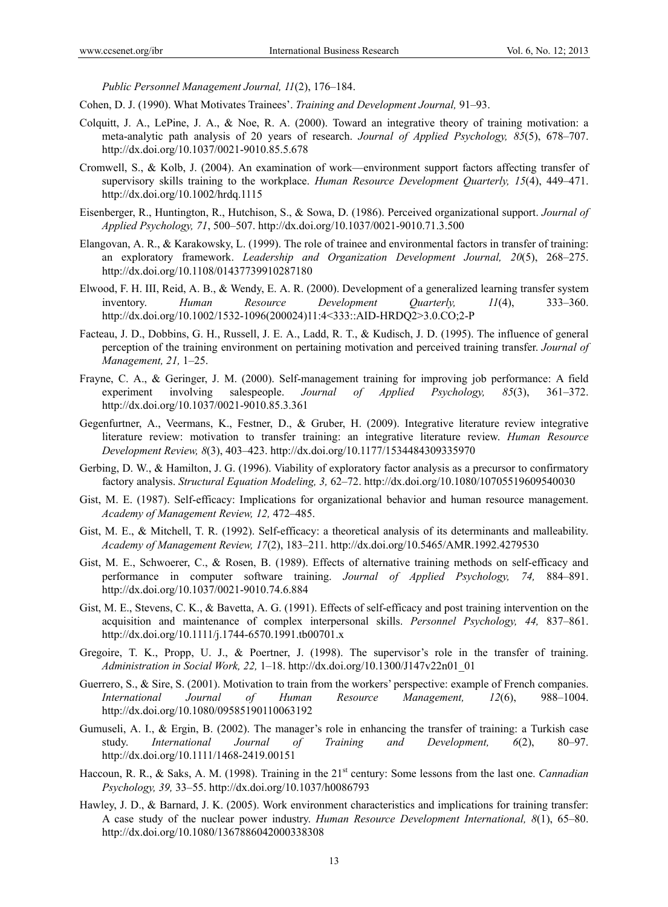*Public Personnel Management Journal, 11*(2), 176–184.

Cohen, D. J. (1990). What Motivates Trainees'. *Training and Development Journal,* 91–93.

Colquitt, J. A., LePine, J. A., & Noe, R. A. (2000). Toward an integrative theory of training motivation: a meta-analytic path analysis of 20 years of research. *Journal of Applied Psychology, 85*(5), 678–707. http://dx.doi.org/10.1037/0021-9010.85.5.678

Cromwell, S., & Kolb, J. (2004). An examination of work—environment support factors affecting transfer of supervisory skills training to the workplace. *Human Resource Development Quarterly, 15*(4), 449–471. http://dx.doi.org/10.1002/hrdq.1115

Eisenberger, R., Huntington, R., Hutchison, S., & Sowa, D. (1986). Perceived organizational support. *Journal of Applied Psychology, 71*, 500–507. http://dx.doi.org/10.1037/0021-9010.71.3.500

Elangovan, A. R., & Karakowsky, L. (1999). The role of trainee and environmental factors in transfer of training: an exploratory framework. *Leadership and Organization Development Journal, 20*(5), 268–275. http://dx.doi.org/10.1108/01437739910287180

Elwood, F. H. III, Reid, A. B., & Wendy, E. A. R. (2000). Development of a generalized learning transfer system inventory. *Human Resource Development Quarterly, 11*(4), 333–360. http://dx.doi.org/10.1002/1532-1096(200024)11:4<333::AID-HRDQ2>3.0.CO;2-P

Facteau, J. D., Dobbins, G. H., Russell, J. E. A., Ladd, R. T., & Kudisch, J. D. (1995). The influence of general perception of the training environment on pertaining motivation and perceived training transfer. *Journal of Management, 21,* 1–25.

Frayne, C. A., & Geringer, J. M. (2000). Self-management training for improving job performance: A field experiment involving salespeople. *Journal of Applied Psychology, 85*(3), 361–372. http://dx.doi.org/10.1037/0021-9010.85.3.361

Gegenfurtner, A., Veermans, K., Festner, D., & Gruber, H. (2009). Integrative literature review integrative literature review: motivation to transfer training: an integrative literature review. *Human Resource Development Review, 8*(3), 403–423. http://dx.doi.org/10.1177/1534484309335970

Gerbing, D. W., & Hamilton, J. G. (1996). Viability of exploratory factor analysis as a precursor to confirmatory factory analysis. *Structural Equation Modeling, 3,* 62–72. http://dx.doi.org/10.1080/10705519609540030

Gist, M. E. (1987). Self-efficacy: Implications for organizational behavior and human resource management. *Academy of Management Review, 12,* 472–485.

Gist, M. E., & Mitchell, T. R. (1992). Self-efficacy: a theoretical analysis of its determinants and malleability. *Academy of Management Review, 17*(2), 183–211. http://dx.doi.org/10.5465/AMR.1992.4279530

Gist, M. E., Schwoerer, C., & Rosen, B. (1989). Effects of alternative training methods on self-efficacy and performance in computer software training. *Journal of Applied Psychology, 74,* 884–891. http://dx.doi.org/10.1037/0021-9010.74.6.884

Gist, M. E., Stevens, C. K., & Bavetta, A. G. (1991). Effects of self-efficacy and post training intervention on the acquisition and maintenance of complex interpersonal skills. *Personnel Psychology, 44,* 837–861. http://dx.doi.org/10.1111/j.1744-6570.1991.tb00701.x

Gregoire, T. K., Propp, U. J., & Poertner, J. (1998). The supervisor's role in the transfer of training. *Administration in Social Work, 22,* 1–18. http://dx.doi.org/10.1300/J147v22n01_01

Guerrero, S., & Sire, S. (2001). Motivation to train from the workers' perspective: example of French companies. *International Journal of Human Resource Management, 12*(6), 988–1004. http://dx.doi.org/10.1080/09585190110063192

Gumuseli, A. I., & Ergin, B. (2002). The manager's role in enhancing the transfer of training: a Turkish case study. *International Journal of Training and Development, 6*(2), 80–97. http://dx.doi.org/10.1111/1468-2419.00151

Haccoun, R. R., & Saks, A. M. (1998). Training in the 21st century: Some lessons from the last one. *Cannadian Psychology, 39,* 33–55. http://dx.doi.org/10.1037/h0086793

Hawley, J. D., & Barnard, J. K. (2005). Work environment characteristics and implications for training transfer: A case study of the nuclear power industry. *Human Resource Development International, 8*(1), 65–80. http://dx.doi.org/10.1080/1367886042000338308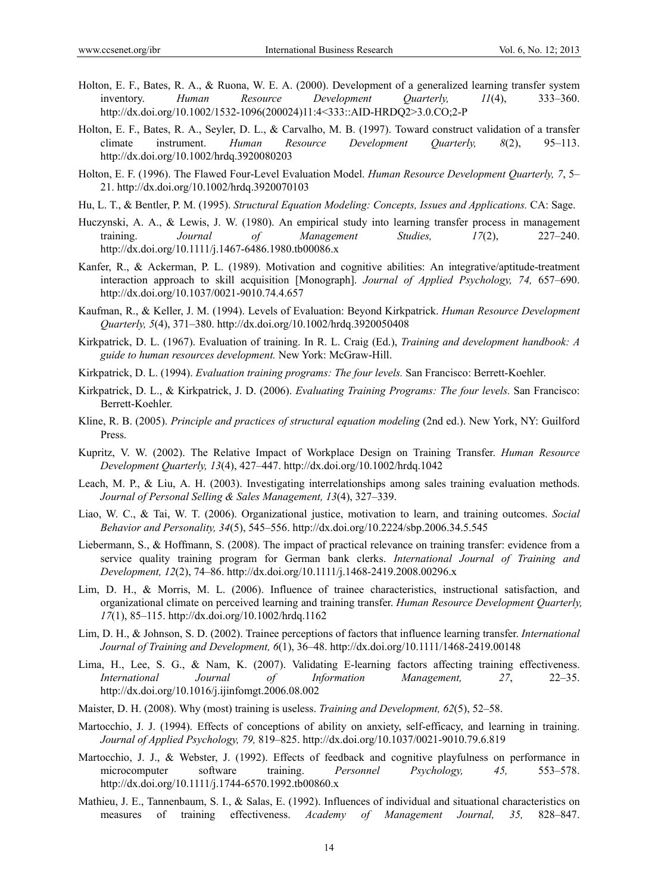Holton, E. F., Bates, R. A., & Ruona, W. E. A. (2000). Development of a generalized learning transfer system inventory. *Human Resource Development Quarterly, 11*(4), 333–360. http://dx.doi.org/10.1002/1532-1096(200024)11:4<333::AID-HRDQ2>3.0.CO;2-P

Holton, E. F., Bates, R. A., Seyler, D. L., & Carvalho, M. B. (1997). Toward construct validation of a transfer climate instrument. *Human Resource Development Quarterly, 8*(2), 95–113. http://dx.doi.org/10.1002/hrdq.3920080203

Holton, E. F. (1996). The Flawed Four-Level Evaluation Model. *Human Resource Development Quarterly, 7*, 5–21. http://dx.doi.org/10.1002/hrdq.3920070103

Hu, L. T., & Bentler, P. M. (1995). *Structural Equation Modeling: Concepts, Issues and Applications.* CA: Sage.

Huczynski, A. A., & Lewis, J. W. (1980). An empirical study into learning transfer process in management training. *Journal of Management Studies, 17*(2), 227–240. http://dx.doi.org/10.1111/j.1467-6486.1980.tb00086.x

Kanfer, R., & Ackerman, P. L. (1989). Motivation and cognitive abilities: An integrative/aptitude-treatment interaction approach to skill acquisition [Monograph]. *Journal of Applied Psychology, 74,* 657–690. http://dx.doi.org/10.1037/0021-9010.74.4.657

Kaufman, R., & Keller, J. M. (1994). Levels of Evaluation: Beyond Kirkpatrick. *Human Resource Development Quarterly, 5*(4), 371–380. http://dx.doi.org/10.1002/hrdq.3920050408

Kirkpatrick, D. L. (1967). Evaluation of training. In R. L. Craig (Ed.), *Training and development handbook: A guide to human resources development.* New York: McGraw-Hill.

Kirkpatrick, D. L. (1994). *Evaluation training programs: The four levels.* San Francisco: Berrett-Koehler.

Kirkpatrick, D. L., & Kirkpatrick, J. D. (2006). *Evaluating Training Programs: The four levels.* San Francisco: Berrett-Koehler.

Kline, R. B. (2005). *Principle and practices of structural equation modeling* (2nd ed.). New York, NY: Guilford Press.

Kupritz, V. W. (2002). The Relative Impact of Workplace Design on Training Transfer. *Human Resource Development Quarterly, 13*(4), 427–447. http://dx.doi.org/10.1002/hrdq.1042

Leach, M. P., & Liu, A. H. (2003). Investigating interrelationships among sales training evaluation methods. *Journal of Personal Selling & Sales Management, 13*(4), 327–339.

Liao, W. C., & Tai, W. T. (2006). Organizational justice, motivation to learn, and training outcomes. *Social Behavior and Personality, 34*(5), 545–556. http://dx.doi.org/10.2224/sbp.2006.34.5.545

Liebermann, S., & Hoffmann, S. (2008). The impact of practical relevance on training transfer: evidence from a service quality training program for German bank clerks. *International Journal of Training and Development, 12*(2), 74–86. http://dx.doi.org/10.1111/j.1468-2419.2008.00296.x

Lim, D. H., & Morris, M. L. (2006). Influence of trainee characteristics, instructional satisfaction, and organizational climate on perceived learning and training transfer. *Human Resource Development Quarterly, 17*(1), 85–115. http://dx.doi.org/10.1002/hrdq.1162

Lim, D. H., & Johnson, S. D. (2002). Trainee perceptions of factors that influence learning transfer. *International Journal of Training and Development, 6*(1), 36–48. http://dx.doi.org/10.1111/1468-2419.00148

Lima, H., Lee, S. G., & Nam, K. (2007). Validating E-learning factors affecting training effectiveness. *International Journal of Information Management, 27*, 22–35. http://dx.doi.org/10.1016/j.ijinfomgt.2006.08.002

Maister, D. H. (2008). Why (most) training is useless. *Training and Development, 62*(5), 52–58.

Martocchio, J. J. (1994). Effects of conceptions of ability on anxiety, self-efficacy, and learning in training. *Journal of Applied Psychology, 79,* 819–825. http://dx.doi.org/10.1037/0021-9010.79.6.819

Martocchio, J. J., & Webster, J. (1992). Effects of feedback and cognitive playfulness on performance in microcomputer software training. *Personnel Psychology, 45,* 553–578. http://dx.doi.org/10.1111/j.1744-6570.1992.tb00860.x

Mathieu, J. E., Tannenbaum, S. I., & Salas, E. (1992). Influences of individual and situational characteristics on measures of training effectiveness. *Academy of Management Journal, 35,* 828–847.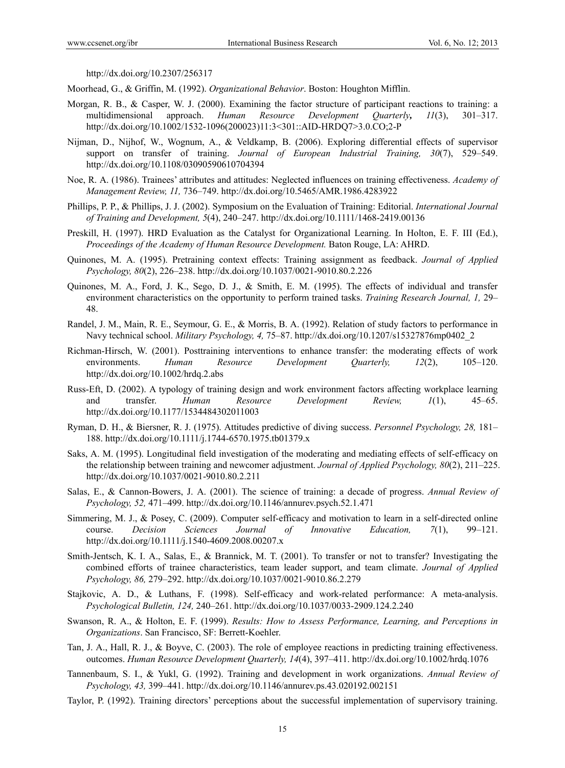http://dx.doi.org/10.2307/256317

Moorhead, G., & Griffin, M. (1992). *Organizational Behavior*. Boston: Houghton Mifflin.

Morgan, R. B., & Casper, W. J. (2000). Examining the factor structure of participant reactions to training: a multidimensional approach. *Human Resource Development Quarterly, 11*(3), 301–317. http://dx.doi.org/10.1002/1532-1096(200023)11:3<301::AID-HRDQ7>3.0.CO;2-P

Nijman, D., Nijhof, W., Wognum, A., & Veldkamp, B. (2006). Exploring differential effects of supervisor support on transfer of training. *Journal of European Industrial Training, 30*(7), 529–549. http://dx.doi.org/10.1108/03090590610704394

Noe, R. A. (1986). Trainees' attributes and attitudes: Neglected influences on training effectiveness. *Academy of Management Review, 11,* 736–749. http://dx.doi.org/10.5465/AMR.1986.4283922

Phillips, P. P., & Phillips, J. J. (2002). Symposium on the Evaluation of Training: Editorial. *International Journal of Training and Development, 5*(4), 240–247. http://dx.doi.org/10.1111/1468-2419.00136

Preskill, H. (1997). HRD Evaluation as the Catalyst for Organizational Learning. In Holton, E. F. III (Ed.), *Proceedings of the Academy of Human Resource Development.* Baton Rouge, LA: AHRD.

Quinones, M. A. (1995). Pretraining context effects: Training assignment as feedback. *Journal of Applied Psychology, 80*(2), 226–238. http://dx.doi.org/10.1037/0021-9010.80.2.226

Quinones, M. A., Ford, J. K., Sego, D. J., & Smith, E. M. (1995). The effects of individual and transfer environment characteristics on the opportunity to perform trained tasks. *Training Research Journal, 1,* 29–48.

Randel, J. M., Main, R. E., Seymour, G. E., & Morris, B. A. (1992). Relation of study factors to performance in Navy technical school. *Military Psychology, 4,* 75–87. http://dx.doi.org/10.1207/s15327876mp0402_2

Richman-Hirsch, W. (2001). Posttraining interventions to enhance transfer: the moderating effects of work environments. *Human Resource Development Quarterly, 12*(2), 105–120. http://dx.doi.org/10.1002/hrdq.2.abs

Russ-Eft, D. (2002). A typology of training design and work environment factors affecting workplace learning and transfer. *Human Resource Development Review, 1*(1), 45–65. http://dx.doi.org/10.1177/1534484302011003

Ryman, D. H., & Biersner, R. J. (1975). Attitudes predictive of diving success. *Personnel Psychology, 28,* 181–188. http://dx.doi.org/10.1111/j.1744-6570.1975.tb01379.x

Saks, A. M. (1995). Longitudinal field investigation of the moderating and mediating effects of self-efficacy on the relationship between training and newcomer adjustment. *Journal of Applied Psychology, 80*(2), 211–225. http://dx.doi.org/10.1037/0021-9010.80.2.211

Salas, E., & Cannon-Bowers, J. A. (2001). The science of training: a decade of progress. *Annual Review of Psychology, 52,* 471–499. http://dx.doi.org/10.1146/annurev.psych.52.1.471

Simmering, M. J., & Posey, C. (2009). Computer self-efficacy and motivation to learn in a self-directed online course. *Decision Sciences Journal of Innovative Education, 7*(1), 99–121. http://dx.doi.org/10.1111/j.1540-4609.2008.00207.x

Smith-Jentsch, K. I. A., Salas, E., & Brannick, M. T. (2001). To transfer or not to transfer? Investigating the combined efforts of trainee characteristics, team leader support, and team climate. *Journal of Applied Psychology, 86,* 279–292. http://dx.doi.org/10.1037/0021-9010.86.2.279

Stajkovic, A. D., & Luthans, F. (1998). Self-efficacy and work-related performance: A meta-analysis. *Psychological Bulletin, 124,* 240–261. http://dx.doi.org/10.1037/0033-2909.124.2.240

Swanson, R. A., & Holton, E. F. (1999). *Results: How to Assess Performance, Learning, and Perceptions in Organizations*. San Francisco, SF: Berrett-Koehler.

Tan, J. A., Hall, R. J., & Boyve, C. (2003). The role of employee reactions in predicting training effectiveness. outcomes. *Human Resource Development Quarterly, 14*(4), 397–411. http://dx.doi.org/10.1002/hrdq.1076

Tannenbaum, S. I., & Yukl, G. (1992). Training and development in work organizations. *Annual Review of Psychology, 43,* 399–441. http://dx.doi.org/10.1146/annurev.ps.43.020192.002151

Taylor, P. (1992). Training directors' perceptions about the successful implementation of supervisory training.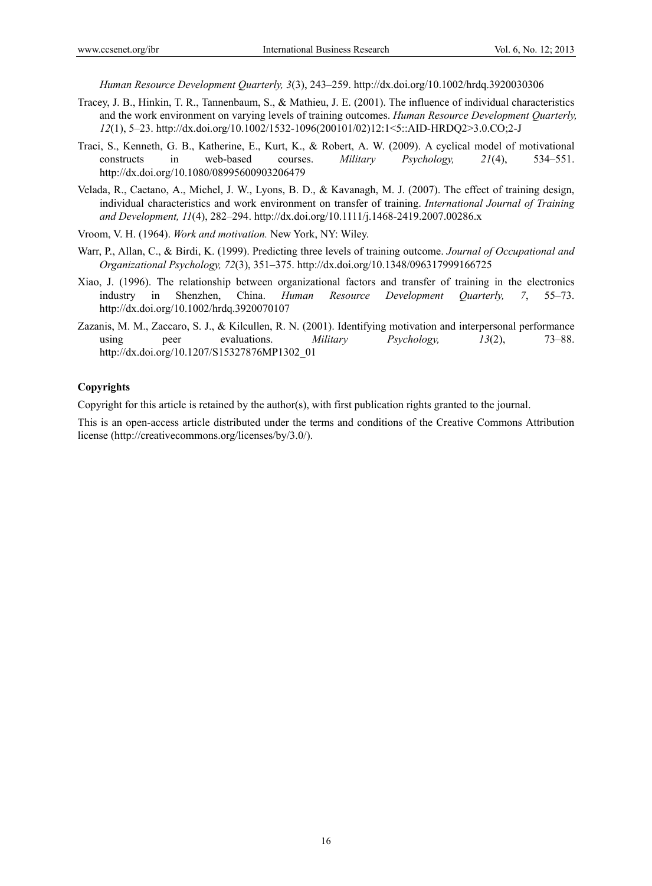*Human Resource Development Quarterly, 3*(3), 243–259. http://dx.doi.org/10.1002/hrdq.3920030306

Tracey, J. B., Hinkin, T. R., Tannenbaum, S., & Mathieu, J. E. (2001). The influence of individual characteristics and the work environment on varying levels of training outcomes. *Human Resource Development Quarterly, 12*(1), 5–23. http://dx.doi.org/10.1002/1532-1096(200101/02)12:1<5::AID-HRDQ2>3.0.CO;2-J

Traci, S., Kenneth, G. B., Katherine, E., Kurt, K., & Robert, A. W. (2009). A cyclical model of motivational constructs in web-based courses. *Military Psychology, 21*(4), 534–551. http://dx.doi.org/10.1080/08995600903206479

Velada, R., Caetano, A., Michel, J. W., Lyons, B. D., & Kavanagh, M. J. (2007). The effect of training design, individual characteristics and work environment on transfer of training. *International Journal of Training and Development, 11*(4), 282–294. http://dx.doi.org/10.1111/j.1468-2419.2007.00286.x

Vroom, V. H. (1964). *Work and motivation.* New York, NY: Wiley.

Warr, P., Allan, C., & Birdi, K. (1999). Predicting three levels of training outcome. *Journal of Occupational and Organizational Psychology, 72*(3), 351–375. http://dx.doi.org/10.1348/096317999166725

Xiao, J. (1996). The relationship between organizational factors and transfer of training in the electronics industry in Shenzhen, China. *Human Resource Development Quarterly, 7*, 55–73. http://dx.doi.org/10.1002/hrdq.3920070107

Zazanis, M. M., Zaccaro, S. J., & Kilcullen, R. N. (2001). Identifying motivation and interpersonal performance using peer evaluations. *Military Psychology, 13*(2), 73–88. http://dx.doi.org/10.1207/S15327876MP1302_01

**Copyrights**

Copyright for this article is retained by the author(s), with first publication rights granted to the journal.

This is an open-access article distributed under the terms and conditions of the Creative Commons Attribution license (http://creativecommons.org/licenses/by/3.0/).